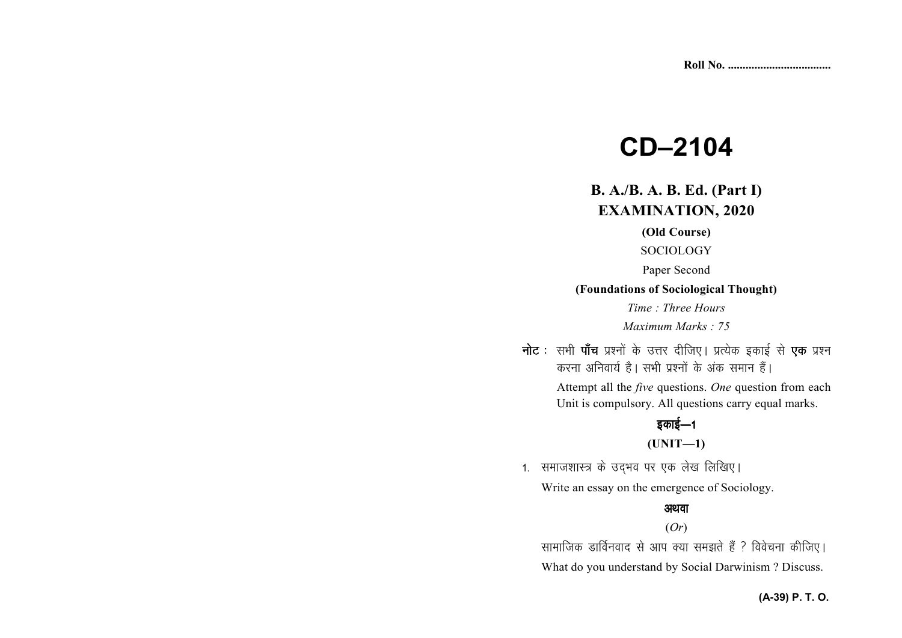Roll No. ..................................

# CD–2104

## B. A./B. A. B. Ed. (Part I) EXAMINATION, 2020

**(Old Course)**

SOCIOLOGY

Paper Second

**(Foundations of Sociological Thought)**

*Time : Three Hours*

*Maximum Marks : 75*

**नोट :** सभी **पाँच** प्रश्नों के उत्तर दीजिए। प्रत्येक इकाई से **एक** प्रश्न करना अनिवार्य है। सभी प्रश्नों के अंक समान हैं।

Attempt all the *five* questions. *One* question from each Unit is compulsory. All questions carry equal marks.

### इकाई—1

### (UNIT—1)

1. समाजशास्त्र के उद्भव पर एक लेख लिखिए।

   Write an essay on the emergence of Sociology.

   **अथवा**

   (*Or*)

   सामाजिक डार्विनवाद से आप क्या समझते हैं ? विवेचना कीजिए।

   What do you understand by Social Darwinism ? Discuss.

**(A-39) P. T. O.**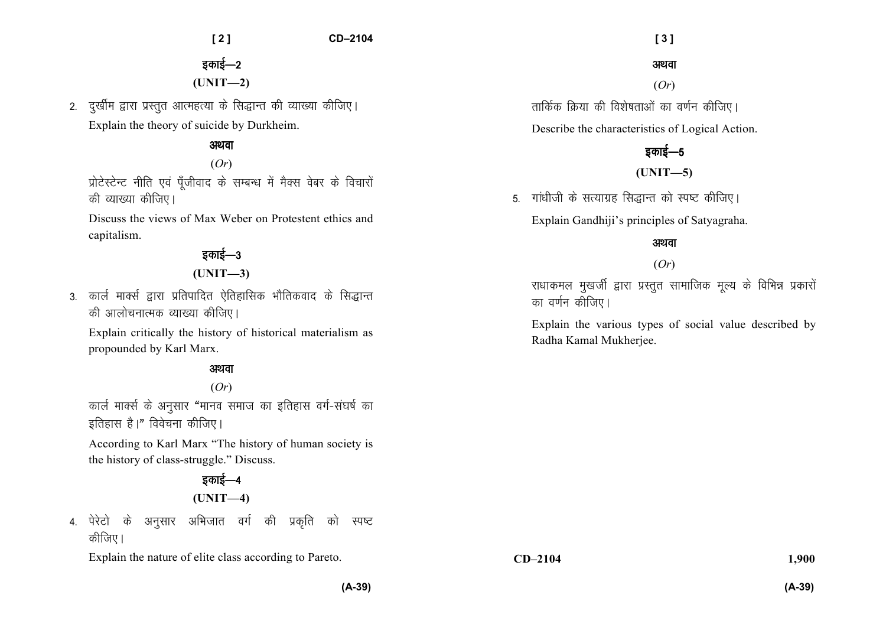## इकाई—2

## (UNIT—2)

2. दुर्खीम द्वारा प्रस्तुत आत्महत्या के सिद्धान्त की व्याख्या कीजिए।

   Explain the theory of suicide by Durkheim.

   **अथवा**

   (*Or*)

   प्रोटेस्टेन्ट नीति एवं पूँजीवाद के सम्बन्ध में मैक्स वेबर के विचारों की व्याख्या कीजिए।

   Discuss the views of Max Weber on Protestent ethics and capitalism.

## इकाई—3

## (UNIT—3)

3. कार्ल मार्क्स द्वारा प्रतिपादित ऐतिहासिक भौतिकवाद के सिद्धान्त की आलोचनात्मक व्याख्या कीजिए।

   Explain critically the history of historical materialism as propounded by Karl Marx.

   **अथवा**

   (*Or*)

   कार्ल मार्क्स के अनुसार "मानव समाज का इतिहास वर्ग-संघर्ष का इतिहास है।" विवेचना कीजिए।

   According to Karl Marx "The history of human society is the history of class-struggle." Discuss.

## इकाई—4

## (UNIT—4)

4. पेरेटो के अनुसार अभिजात वर्ग की प्रकृति को स्पष्ट कीजिए।

   Explain the nature of elite class according to Pareto.

   **अथवा**

   (*Or*)

   तार्किक क्रिया की विशेषताओं का वर्णन कीजिए।

   Describe the characteristics of Logical Action.

## इकाई—5

## (UNIT—5)

5. गांधीजी के सत्याग्रह सिद्धान्त को स्पष्ट कीजिए।

   Explain Gandhiji's principles of Satyagraha.

   **अथवा**

   (*Or*)

   राधाकमल मुखर्जी द्वारा प्रस्तुत सामाजिक मूल्य के विभिन्न प्रकारों का वर्णन कीजिए।

   Explain the various types of social value described by Radha Kamal Mukherjee.

CD–2104 1,900